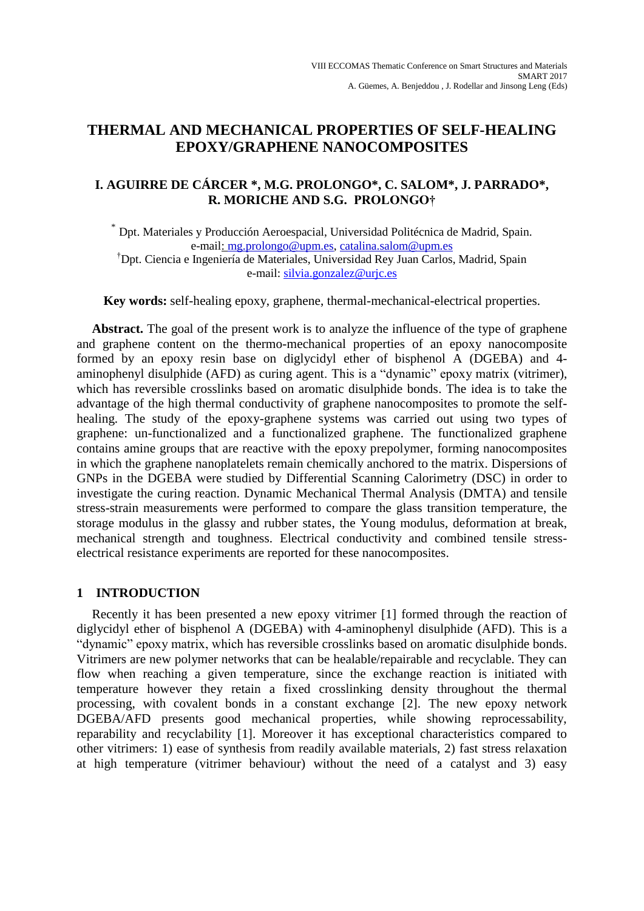VIII ECCOMAS Thematic Conference on Smart Structures and Materials
SMART 2017
A. Güemes, A. Benjeddou , J. Rodellar and Jinsong Leng (Eds)

# THERMAL AND MECHANICAL PROPERTIES OF SELF-HEALING EPOXY/GRAPHENE NANOCOMPOSITES

**I. AGUIRRE DE CÁRCER \*, M.G. PROLONGO\*, C. SALOM\*, J. PARRADO\*, R. MORICHE AND S.G. PROLONGO†**

\* Dpt. Materiales y Producción Aeroespacial, Universidad Politécnica de Madrid, Spain.
e-mail: mg.prolongo@upm.es, catalina.salom@upm.es
† Dpt. Ciencia e Ingeniería de Materiales, Universidad Rey Juan Carlos, Madrid, Spain
e-mail: silvia.gonzalez@urjc.es

**Key words:** self-healing epoxy, graphene, thermal-mechanical-electrical properties.

**Abstract.** The goal of the present work is to analyze the influence of the type of graphene and graphene content on the thermo-mechanical properties of an epoxy nanocomposite formed by an epoxy resin base on diglycidyl ether of bisphenol A (DGEBA) and 4-aminophenyl disulphide (AFD) as curing agent. This is a "dynamic" epoxy matrix (vitrimer), which has reversible crosslinks based on aromatic disulphide bonds. The idea is to take the advantage of the high thermal conductivity of graphene nanocomposites to promote the self-healing. The study of the epoxy-graphene systems was carried out using two types of graphene: un-functionalized and a functionalized graphene. The functionalized graphene contains amine groups that are reactive with the epoxy prepolymer, forming nanocomposites in which the graphene nanoplatelets remain chemically anchored to the matrix. Dispersions of GNPs in the DGEBA were studied by Differential Scanning Calorimetry (DSC) in order to investigate the curing reaction. Dynamic Mechanical Thermal Analysis (DMTA) and tensile stress-strain measurements were performed to compare the glass transition temperature, the storage modulus in the glassy and rubber states, the Young modulus, deformation at break, mechanical strength and toughness. Electrical conductivity and combined tensile stress-electrical resistance experiments are reported for these nanocomposites.

## 1 INTRODUCTION

Recently it has been presented a new epoxy vitrimer [1] formed through the reaction of diglycidyl ether of bisphenol A (DGEBA) with 4-aminophenyl disulphide (AFD). This is a "dynamic" epoxy matrix, which has reversible crosslinks based on aromatic disulphide bonds. Vitrimers are new polymer networks that can be healable/repairable and recyclable. They can flow when reaching a given temperature, since the exchange reaction is initiated with temperature however they retain a fixed crosslinking density throughout the thermal processing, with covalent bonds in a constant exchange [2]. The new epoxy network DGEBA/AFD presents good mechanical properties, while showing reprocessability, reparability and recyclability [1]. Moreover it has exceptional characteristics compared to other vitrimers: 1) ease of synthesis from readily available materials, 2) fast stress relaxation at high temperature (vitrimer behaviour) without the need of a catalyst and 3) easy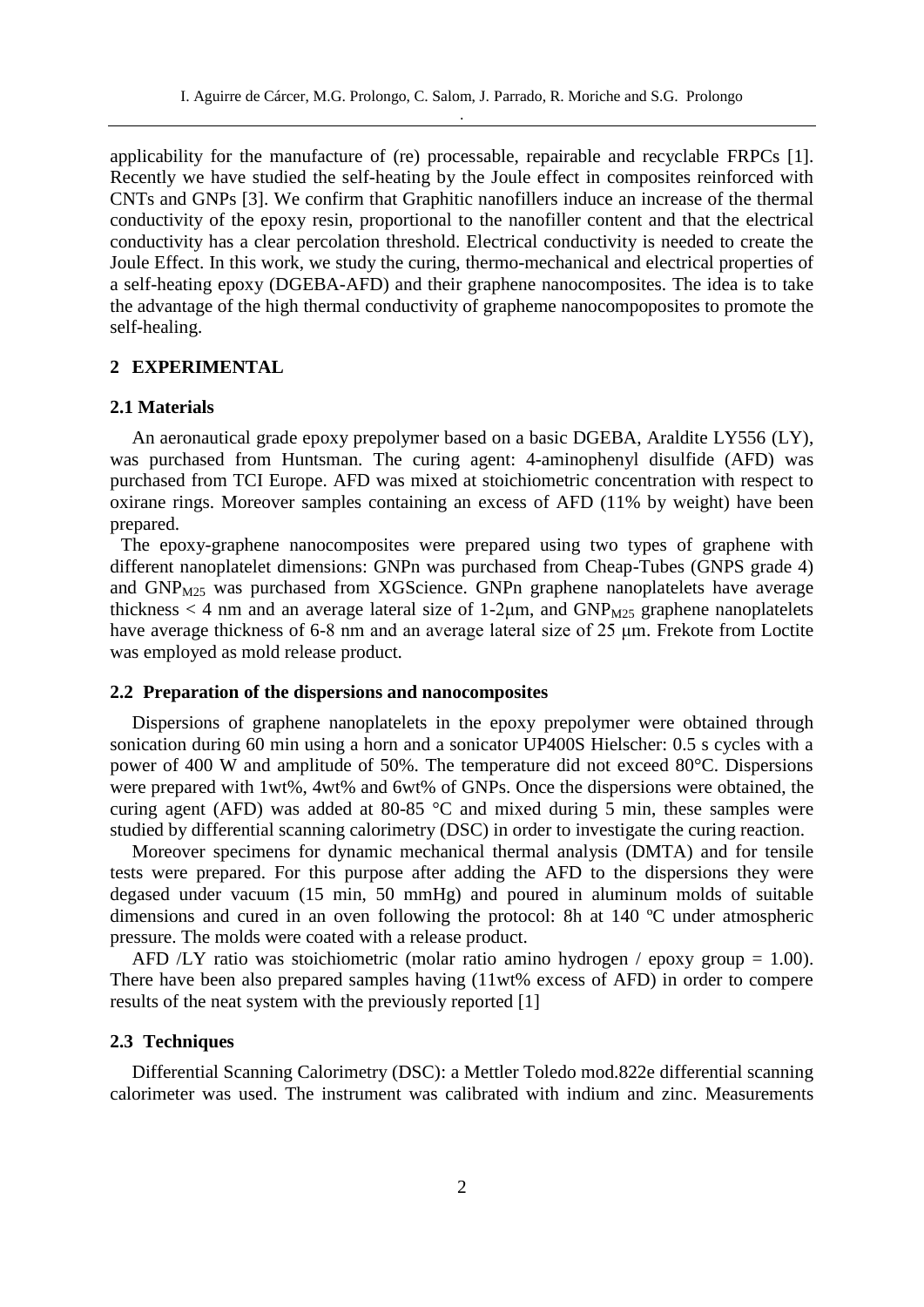applicability for the manufacture of (re) processable, repairable and recyclable FRPCs [1]. Recently we have studied the self-heating by the Joule effect in composites reinforced with CNTs and GNPs [3]. We confirm that Graphitic nanofillers induce an increase of the thermal conductivity of the epoxy resin, proportional to the nanofiller content and that the electrical conductivity has a clear percolation threshold. Electrical conductivity is needed to create the Joule Effect. In this work, we study the curing, thermo-mechanical and electrical properties of a self-heating epoxy (DGEBA-AFD) and their graphene nanocomposites. The idea is to take the advantage of the high thermal conductivity of grapheme nanocompoposites to promote the self-healing.

## 2 EXPERIMENTAL

### 2.1 Materials

An aeronautical grade epoxy prepolymer based on a basic DGEBA, Araldite LY556 (LY), was purchased from Huntsman. The curing agent: 4-aminophenyl disulfide (AFD) was purchased from TCI Europe. AFD was mixed at stoichiometric concentration with respect to oxirane rings. Moreover samples containing an excess of AFD (11% by weight) have been prepared.

The epoxy-graphene nanocomposites were prepared using two types of graphene with different nanoplatelet dimensions: GNPn was purchased from Cheap-Tubes (GNPS grade 4) and $GNP_{M25}$ was purchased from XGScience. GNPn graphene nanoplatelets have average thickness < 4 nm and an average lateral size of 1-2μm, and $GNP_{M25}$ graphene nanoplatelets have average thickness of 6-8 nm and an average lateral size of 25 μm. Frekote from Loctite was employed as mold release product.

### 2.2 Preparation of the dispersions and nanocomposites

Dispersions of graphene nanoplatelets in the epoxy prepolymer were obtained through sonication during 60 min using a horn and a sonicator UP400S Hielscher: 0.5 s cycles with a power of 400 W and amplitude of 50%. The temperature did not exceed 80°C. Dispersions were prepared with 1wt%, 4wt% and 6wt% of GNPs. Once the dispersions were obtained, the curing agent (AFD) was added at 80-85 °C and mixed during 5 min, these samples were studied by differential scanning calorimetry (DSC) in order to investigate the curing reaction.

Moreover specimens for dynamic mechanical thermal analysis (DMTA) and for tensile tests were prepared. For this purpose after adding the AFD to the dispersions they were degased under vacuum (15 min, 50 mmHg) and poured in aluminum molds of suitable dimensions and cured in an oven following the protocol: 8h at 140 ºC under atmospheric pressure. The molds were coated with a release product.

AFD /LY ratio was stoichiometric (molar ratio amino hydrogen / epoxy group = 1.00). There have been also prepared samples having (11wt% excess of AFD) in order to compere results of the neat system with the previously reported [1]

### 2.3 Techniques

Differential Scanning Calorimetry (DSC): a Mettler Toledo mod.822e differential scanning calorimeter was used. The instrument was calibrated with indium and zinc. Measurements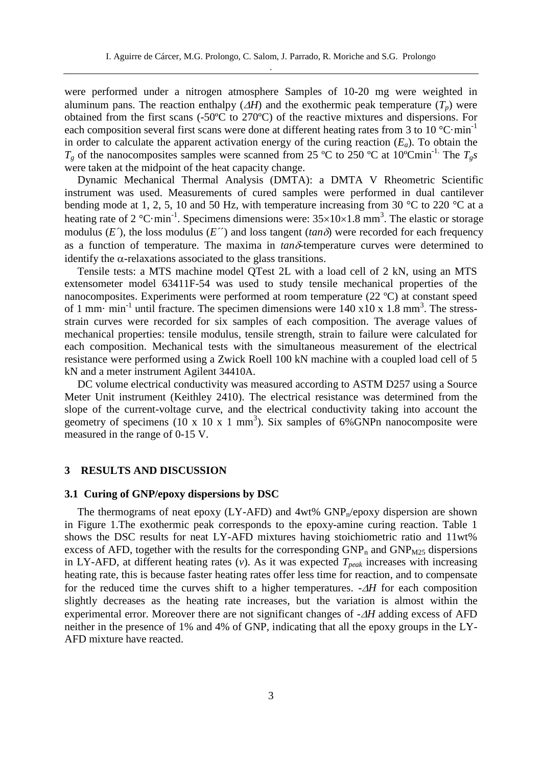were performed under a nitrogen atmosphere Samples of 10-20 mg were weighted in aluminum pans. The reaction enthalpy ($\Delta H$) and the exothermic peak temperature ($T_p$) were obtained from the first scans (-50ºC to 270ºC) of the reactive mixtures and dispersions. For each composition several first scans were done at different heating rates from 3 to 10 °C·min$^{-1}$ in order to calculate the apparent activation energy of the curing reaction ($E_a$). To obtain the $T_g$ of the nanocomposites samples were scanned from 25 ºC to 250 ºC at 10ºCmin$^{-1.}$ The $T_g$*s* were taken at the midpoint of the heat capacity change.

Dynamic Mechanical Thermal Analysis (DMTA): a DMTA V Rheometric Scientific instrument was used. Measurements of cured samples were performed in dual cantilever bending mode at 1, 2, 5, 10 and 50 Hz, with temperature increasing from 30 °C to 220 °C at a heating rate of 2 °C·min$^{-1}$. Specimens dimensions were: 35×10×1.8 mm$^3$. The elastic or storage modulus ($E'$), the loss modulus ($E''$) and loss tangent ($tan\delta$) were recorded for each frequency as a function of temperature. The maxima in $tan\delta$-temperature curves were determined to identify the $\alpha$-relaxations associated to the glass transitions.

Tensile tests: a MTS machine model QTest 2L with a load cell of 2 kN, using an MTS extensometer model 63411F-54 was used to study tensile mechanical properties of the nanocomposites. Experiments were performed at room temperature (22 ºC) at constant speed of 1 mm· min$^{-1}$ until fracture. The specimen dimensions were 140 x10 x 1.8 mm$^3$. The stress-strain curves were recorded for six samples of each composition. The average values of mechanical properties: tensile modulus, tensile strength, strain to failure were calculated for each composition. Mechanical tests with the simultaneous measurement of the electrical resistance were performed using a Zwick Roell 100 kN machine with a coupled load cell of 5 kN and a meter instrument Agilent 34410A.

DC volume electrical conductivity was measured according to ASTM D257 using a Source Meter Unit instrument (Keithley 2410). The electrical resistance was determined from the slope of the current-voltage curve, and the electrical conductivity taking into account the geometry of specimens (10 x 10 x 1 mm$^3$). Six samples of 6%GNPn nanocomposite were measured in the range of 0-15 V.

## 3 RESULTS AND DISCUSSION

### 3.1 Curing of GNP/epoxy dispersions by DSC

The thermograms of neat epoxy (LY-AFD) and 4wt% $GNP_n$/epoxy dispersion are shown in Figure 1.The exothermic peak corresponds to the epoxy-amine curing reaction. Table 1 shows the DSC results for neat LY-AFD mixtures having stoichiometric ratio and 11wt% excess of AFD, together with the results for the corresponding $GNP_n$ and $GNP_{M25}$ dispersions in LY-AFD, at different heating rates ($v$). As it was expected $T_{peak}$ increases with increasing heating rate, this is because faster heating rates offer less time for reaction, and to compensate for the reduced time the curves shift to a higher temperatures. -$\Delta H$ for each composition slightly decreases as the heating rate increases, but the variation is almost within the experimental error. Moreover there are not significant changes of -$\Delta H$ adding excess of AFD neither in the presence of 1% and 4% of GNP, indicating that all the epoxy groups in the LY-AFD mixture have reacted.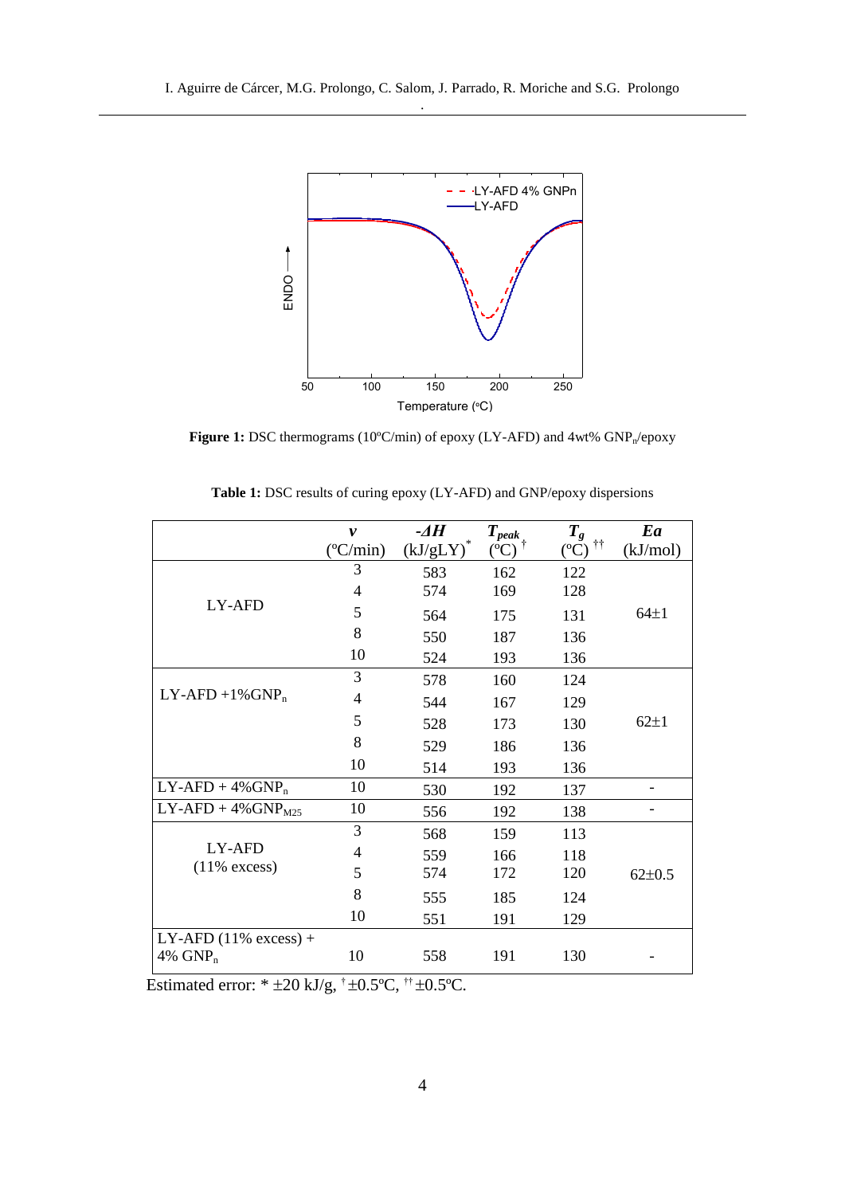**Figure 1:** DSC thermograms (10ºC/min) of epoxy (LY-AFD) and 4wt% $GNP_n$/epoxy

**Table 1:** DSC results of curing epoxy (LY-AFD) and GNP/epoxy dispersions

| | $v$ (ºC/min) | $-\Delta H$ (kJ/gLY)* | $T_{peak}$ (ºC)[†] | $T_g$ (ºC)[††] | $Ea$ (kJ/mol) |
|---|---|---|---|---|---|
| LY-AFD | 3 | 583 | 162 | 122 | 64±1 |
| | 4 | 574 | 169 | 128 | |
| | 5 | 564 | 175 | 131 | |
| | 8 | 550 | 187 | 136 | |
| | 10 | 524 | 193 | 136 | |
| LY-AFD +1% $GNP_n$ | 3 | 578 | 160 | 124 | 62±1 |
| | 4 | 544 | 167 | 129 | |
| | 5 | 528 | 173 | 130 | |
| | 8 | 529 | 186 | 136 | |
| | 10 | 514 | 193 | 136 | |
| LY-AFD + 4% $GNP_n$ | 10 | 530 | 192 | 137 | - |
| LY-AFD + 4% $GNP_{M25}$ | 10 | 556 | 192 | 138 | - |
| LY-AFD (11% excess) | 3 | 568 | 159 | 113 | 62±0.5 |
| | 4 | 559 | 166 | 118 | |
| | 5 | 574 | 172 | 120 | |
| | 8 | 555 | 185 | 124 | |
| | 10 | 551 | 191 | 129 | |
| LY-AFD (11% excess) + 4% $GNP_n$ | 10 | 558 | 191 | 130 | - |

Estimated error: * ±20 kJ/g, [†] ±0.5ºC, [††] ±0.5ºC.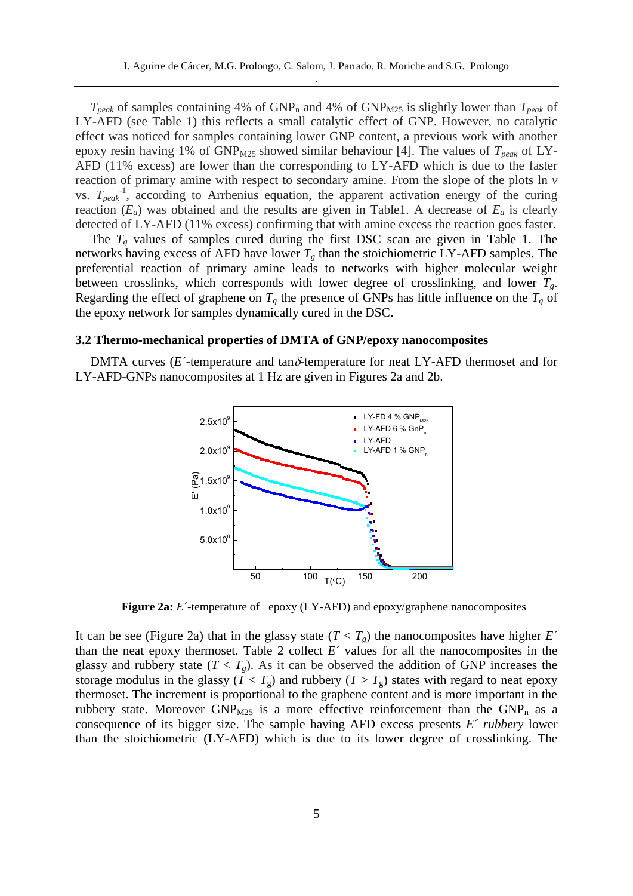$T_{peak}$ of samples containing 4% of $GNP_n$ and 4% of $GNP_{M25}$ is slightly lower than $T_{peak}$ of LY-AFD (see Table 1) this reflects a small catalytic effect of GNP. However, no catalytic effect was noticed for samples containing lower GNP content, a previous work with another epoxy resin having 1% of $GNP_{M25}$ showed similar behaviour [4]. The values of $T_{peak}$ of LY-AFD (11% excess) are lower than the corresponding to LY-AFD which is due to the faster reaction of primary amine with respect to secondary amine. From the slope of the plots ln $v$ vs. $T_{peak}^{-1}$, according to Arrhenius equation, the apparent activation energy of the curing reaction ($E_a$) was obtained and the results are given in Table1. A decrease of $E_a$ is clearly detected of LY-AFD (11% excess) confirming that with amine excess the reaction goes faster.

The $T_g$ values of samples cured during the first DSC scan are given in Table 1. The networks having excess of AFD have lower $T_g$ than the stoichiometric LY-AFD samples. The preferential reaction of primary amine leads to networks with higher molecular weight between crosslinks, which corresponds with lower degree of crosslinking, and lower $T_g$. Regarding the effect of graphene on $T_g$ the presence of GNPs has little influence on the $T_g$ of the epoxy network for samples dynamically cured in the DSC.

### 3.2 Thermo-mechanical properties of DMTA of GNP/epoxy nanocomposites

DMTA curves ($E'$-temperature and tan$\delta$-temperature for neat LY-AFD thermoset and for LY-AFD-GNPs nanocomposites at 1 Hz are given in Figures 2a and 2b.

**Figure 2a:** $E'$-temperature of epoxy (LY-AFD) and epoxy/graphene nanocomposites

It can be see (Figure 2a) that in the glassy state ($T < T_g$) the nanocomposites have higher $E'$ than the neat epoxy thermoset. Table 2 collect $E'$ values for all the nanocomposites in the glassy and rubbery state ($T < T_g$). As it can be observed the addition of GNP increases the storage modulus in the glassy ($T < T_g$) and rubbery ($T > T_g$) states with regard to neat epoxy thermoset. The increment is proportional to the graphene content and is more important in the rubbery state. Moreover $GNP_{M25}$ is a more effective reinforcement than the $GNP_n$ as a consequence of its bigger size. The sample having AFD excess presents $E'$ *rubbery* lower than the stoichiometric (LY-AFD) which is due to its lower degree of crosslinking. The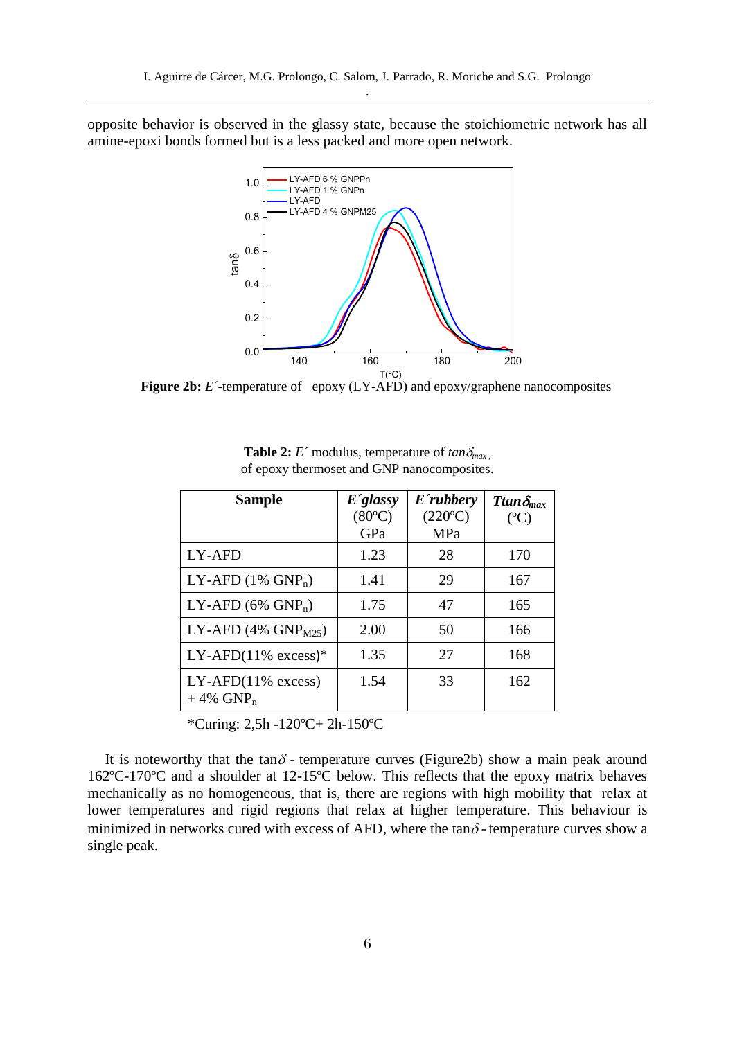opposite behavior is observed in the glassy state, because the stoichiometric network has all amine-epoxi bonds formed but is a less packed and more open network.

**Figure 2b:** *E´*-temperature of epoxy (LY-AFD) and epoxy/graphene nanocomposites

**Table 2:** *E´* modulus, temperature of $tan\delta_{max}$, of epoxy thermoset and GNP nanocomposites.

| Sample | *E´glassy* (80ºC) GPa | *E´rubbery* (220ºC) MPa | $Ttan\delta_{max}$ (ºC) |
|---|---|---|---|
| LY-AFD | 1.23 | 28 | 170 |
| LY-AFD (1% $GNP_n$) | 1.41 | 29 | 167 |
| LY-AFD (6% $GNP_n$) | 1.75 | 47 | 165 |
| LY-AFD (4% $GNP_{M25}$) | 2.00 | 50 | 166 |
| LY-AFD(11% excess)* | 1.35 | 27 | 168 |
| LY-AFD(11% excess) + 4% $GNP_n$ | 1.54 | 33 | 162 |

*Curing: 2,5h -120ºC+ 2h-150ºC

It is noteworthy that the $\tan\delta$ - temperature curves (Figure2b) show a main peak around 162ºC-170ºC and a shoulder at 12-15ºC below. This reflects that the epoxy matrix behaves mechanically as no homogeneous, that is, there are regions with high mobility that relax at lower temperatures and rigid regions that relax at higher temperature. This behaviour is minimized in networks cured with excess of AFD, where the $\tan\delta$ - temperature curves show a single peak.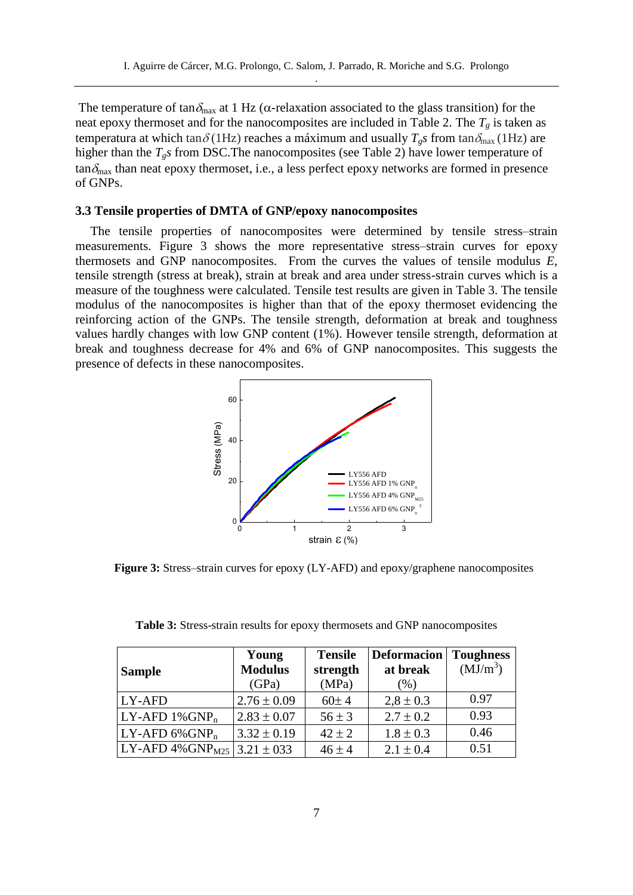The temperature of $\tan\delta_{max}$ at 1 Hz ($\alpha$-relaxation associated to the glass transition) for the neat epoxy thermoset and for the nanocomposites are included in Table 2. The $T_g$ is taken as temperatura at which $\tan\delta\,(1\text{Hz})$ reaches a máximum and usually $T_g$s from $\tan\delta_{max}\,(1\text{Hz})$ are higher than the $T_g$s from DSC.The nanocomposites (see Table 2) have lower temperature of $\tan\delta_{max}$ than neat epoxy thermoset, i.e., a less perfect epoxy networks are formed in presence of GNPs.

### 3.3 Tensile properties of DMTA of GNP/epoxy nanocomposites

The tensile properties of nanocomposites were determined by tensile stress–strain measurements. Figure 3 shows the more representative stress–strain curves for epoxy thermosets and GNP nanocomposites. From the curves the values of tensile modulus $E$, tensile strength (stress at break), strain at break and area under stress-strain curves which is a measure of the toughness were calculated. Tensile test results are given in Table 3. The tensile modulus of the nanocomposites is higher than that of the epoxy thermoset evidencing the reinforcing action of the GNPs. The tensile strength, deformation at break and toughness values hardly changes with low GNP content (1%). However tensile strength, deformation at break and toughness decrease for 4% and 6% of GNP nanocomposites. This suggests the presence of defects in these nanocomposites.

**Figure 3:** Stress–strain curves for epoxy (LY-AFD) and epoxy/graphene nanocomposites

**Table 3:** Stress-strain results for epoxy thermosets and GNP nanocomposites

| Sample | Young Modulus (GPa) | Tensile strength (MPa) | Deformacion at break (%) | Toughness ($MJ/m^3$) |
|---|---|---|---|---|
| LY-AFD | $2.76 \pm 0.09$ | $60 \pm 4$ | $2,8 \pm 0.3$ | 0.97 |
| LY-AFD 1%$GNP_n$ | $2.83 \pm 0.07$ | $56 \pm 3$ | $2.7 \pm 0.2$ | 0.93 |
| LY-AFD 6%$GNP_n$ | $3.32 \pm 0.19$ | $42 \pm 2$ | $1.8 \pm 0.3$ | 0.46 |
| LY-AFD 4%$GNP_{M25}$ | $3.21 \pm 033$ | $46 \pm 4$ | $2.1 \pm 0.4$ | 0.51 |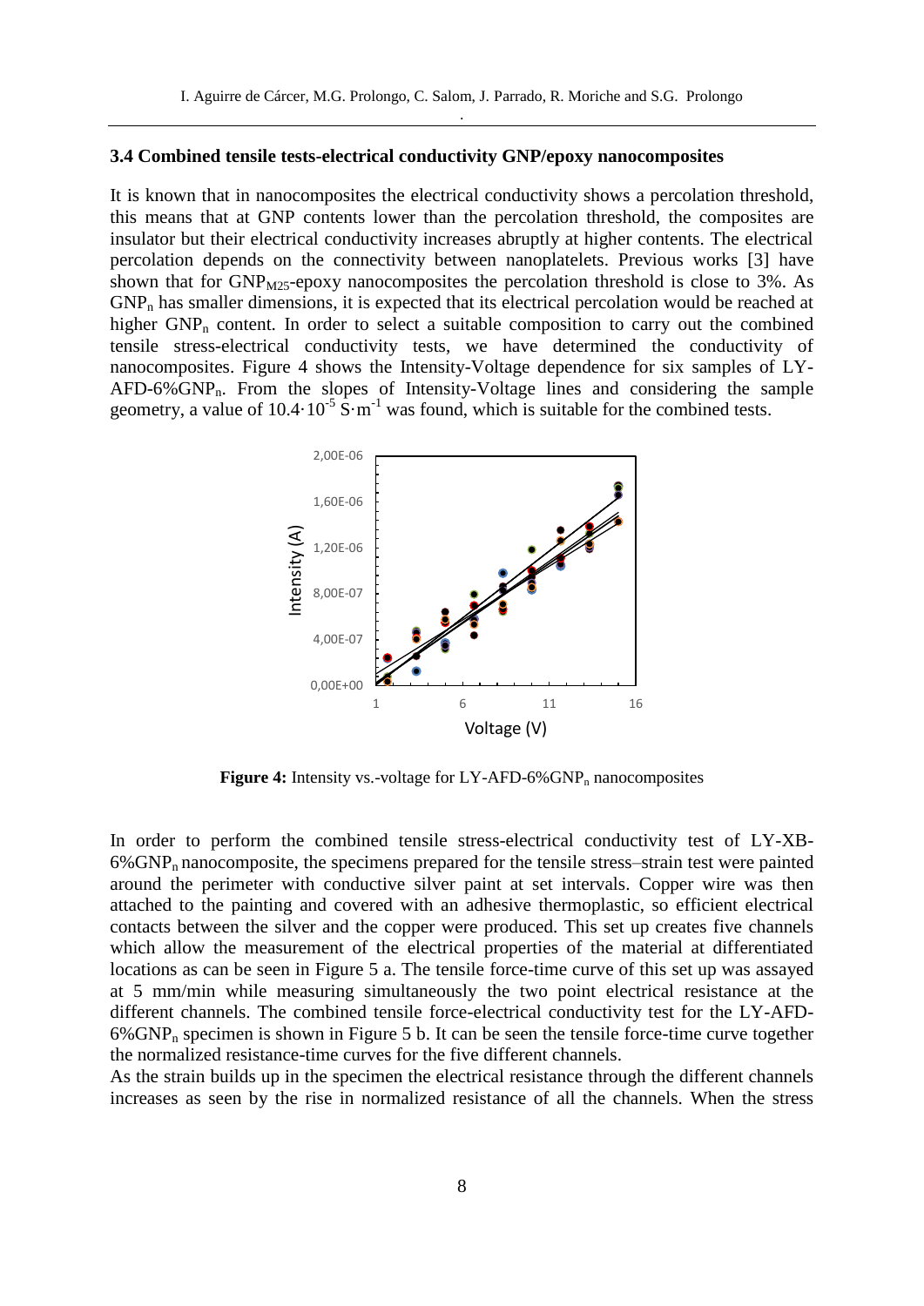### 3.4 Combined tensile tests-electrical conductivity GNP/epoxy nanocomposites

It is known that in nanocomposites the electrical conductivity shows a percolation threshold, this means that at GNP contents lower than the percolation threshold, the composites are insulator but their electrical conductivity increases abruptly at higher contents. The electrical percolation depends on the connectivity between nanoplatelets. Previous works [3] have shown that for $GNP_{M25}$-epoxy nanocomposites the percolation threshold is close to 3%. As $GNP_n$ has smaller dimensions, it is expected that its electrical percolation would be reached at higher $GNP_n$ content. In order to select a suitable composition to carry out the combined tensile stress-electrical conductivity tests, we have determined the conductivity of nanocomposites. Figure 4 shows the Intensity-Voltage dependence for six samples of LY-AFD-6%$GNP_n$. From the slopes of Intensity-Voltage lines and considering the sample geometry, a value of $10.4 \cdot 10^{-5}$ $S \cdot m^{-1}$ was found, which is suitable for the combined tests.

**Figure 4:** Intensity vs.-voltage for LY-AFD-6%$GNP_n$ nanocomposites

In order to perform the combined tensile stress-electrical conductivity test of LY-XB-6%$GNP_n$ nanocomposite, the specimens prepared for the tensile stress–strain test were painted around the perimeter with conductive silver paint at set intervals. Copper wire was then attached to the painting and covered with an adhesive thermoplastic, so efficient electrical contacts between the silver and the copper were produced. This set up creates five channels which allow the measurement of the electrical properties of the material at differentiated locations as can be seen in Figure 5 a. The tensile force-time curve of this set up was assayed at 5 mm/min while measuring simultaneously the two point electrical resistance at the different channels. The combined tensile force-electrical conductivity test for the LY-AFD-6%$GNP_n$ specimen is shown in Figure 5 b. It can be seen the tensile force-time curve together the normalized resistance-time curves for the five different channels.

As the strain builds up in the specimen the electrical resistance through the different channels increases as seen by the rise in normalized resistance of all the channels. When the stress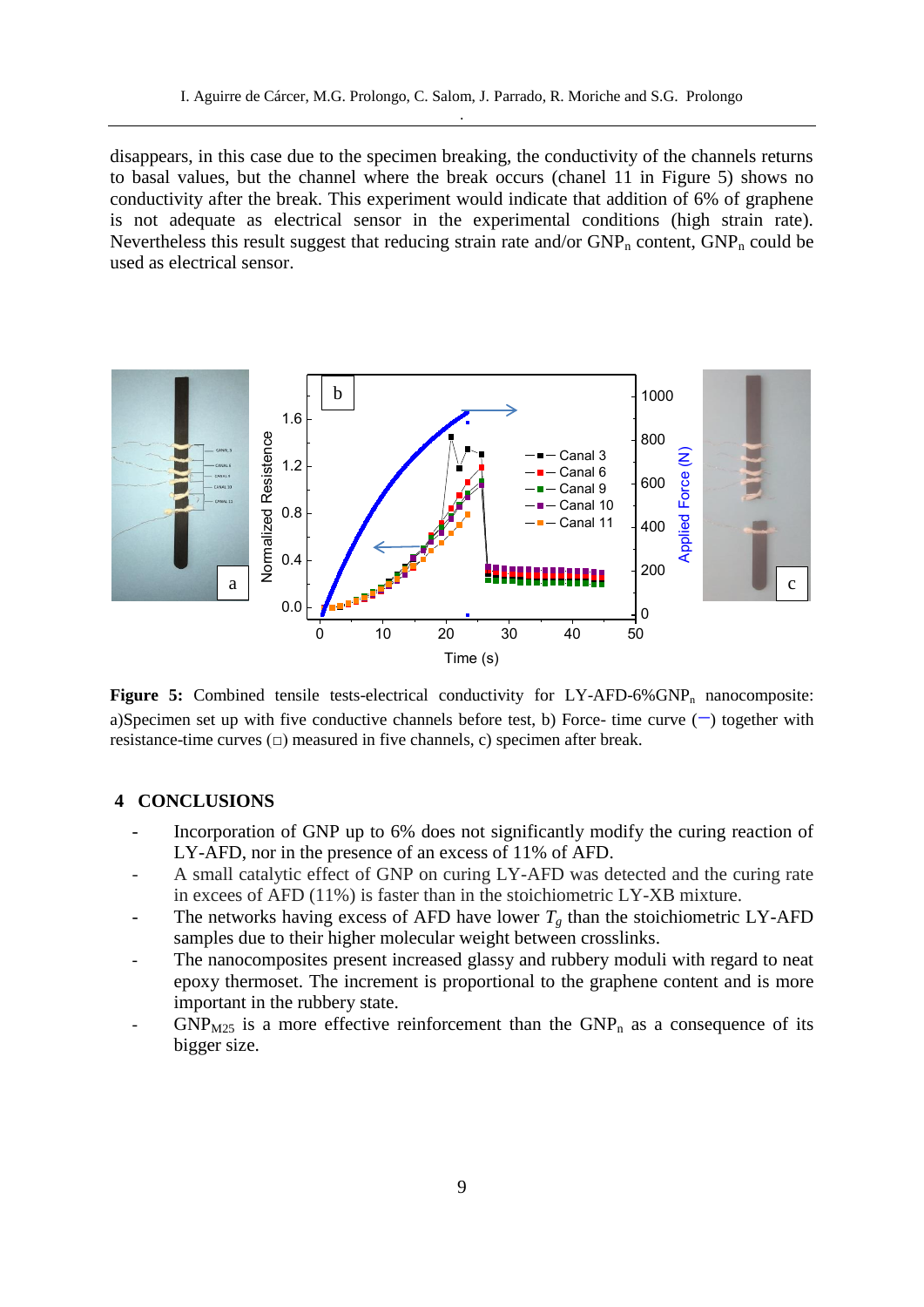disappears, in this case due to the specimen breaking, the conductivity of the channels returns to basal values, but the channel where the break occurs (chanel 11 in Figure 5) shows no conductivity after the break. This experiment would indicate that addition of 6% of graphene is not adequate as electrical sensor in the experimental conditions (high strain rate). Nevertheless this result suggest that reducing strain rate and/or $GNP_n$ content, $GNP_n$ could be used as electrical sensor.

**Figure 5:** Combined tensile tests-electrical conductivity for LY-AFD-6%$GNP_n$ nanocomposite: a)Specimen set up with five conductive channels before test, b) Force- time curve (−) together with resistance-time curves (□) measured in five channels, c) specimen after break.

## 4 CONCLUSIONS

- Incorporation of GNP up to 6% does not significantly modify the curing reaction of LY-AFD, nor in the presence of an excess of 11% of AFD.
- A small catalytic effect of GNP on curing LY-AFD was detected and the curing rate in excees of AFD (11%) is faster than in the stoichiometric LY-XB mixture.
- The networks having excess of AFD have lower $T_g$ than the stoichiometric LY-AFD samples due to their higher molecular weight between crosslinks.
- The nanocomposites present increased glassy and rubbery moduli with regard to neat epoxy thermoset. The increment is proportional to the graphene content and is more important in the rubbery state.
- $GNP_{M25}$ is a more effective reinforcement than the $GNP_n$ as a consequence of its bigger size.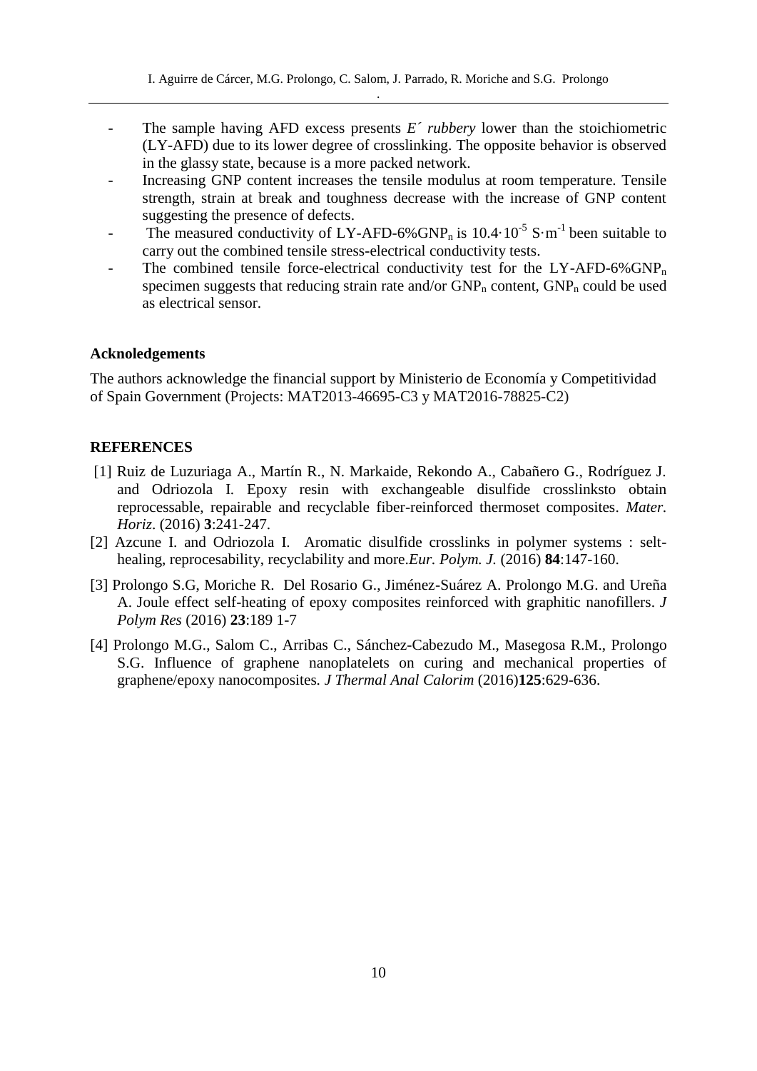- The sample having AFD excess presents *E´ rubbery* lower than the stoichiometric (LY-AFD) due to its lower degree of crosslinking. The opposite behavior is observed in the glassy state, because is a more packed network.
- Increasing GNP content increases the tensile modulus at room temperature. Tensile strength, strain at break and toughness decrease with the increase of GNP content suggesting the presence of defects.
- The measured conductivity of LY-AFD-6%$GNP_n$ is $10.4 \cdot 10^{-5}$ $S \cdot m^{-1}$ been suitable to carry out the combined tensile stress-electrical conductivity tests.
- The combined tensile force-electrical conductivity test for the LY-AFD-6%$GNP_n$ specimen suggests that reducing strain rate and/or $GNP_n$ content, $GNP_n$ could be used as electrical sensor.

**Acknoledgements**

The authors acknowledge the financial support by Ministerio de Economía y Competitividad of Spain Government (Projects: MAT2013-46695-C3 y MAT2016-78825-C2)

**REFERENCES**

[1] Ruiz de Luzuriaga A., Martín R., N. Markaide, Rekondo A., Cabañero G., Rodríguez J. and Odriozola I. Epoxy resin with exchangeable disulfide crosslinksto obtain reprocessable, repairable and recyclable fiber-reinforced thermoset composites. *Mater. Horiz*. (2016) **3**:241-247.

[2] Azcune I. and Odriozola I. Aromatic disulfide crosslinks in polymer systems : selt-healing, reprocesability, recyclability and more.*Eur. Polym. J.* (2016) **84**:147-160.

[3] Prolongo S.G, Moriche R. Del Rosario G., Jiménez-Suárez A. Prolongo M.G. and Ureña A. Joule effect self-heating of epoxy composites reinforced with graphitic nanofillers. *J Polym Res* (2016) **23**:189 1-7

[4] Prolongo M.G., Salom C., Arribas C., Sánchez-Cabezudo M., Masegosa R.M., Prolongo S.G. Influence of graphene nanoplatelets on curing and mechanical properties of graphene/epoxy nanocomposites. *J Thermal Anal Calorim* (2016)**125**:629-636.